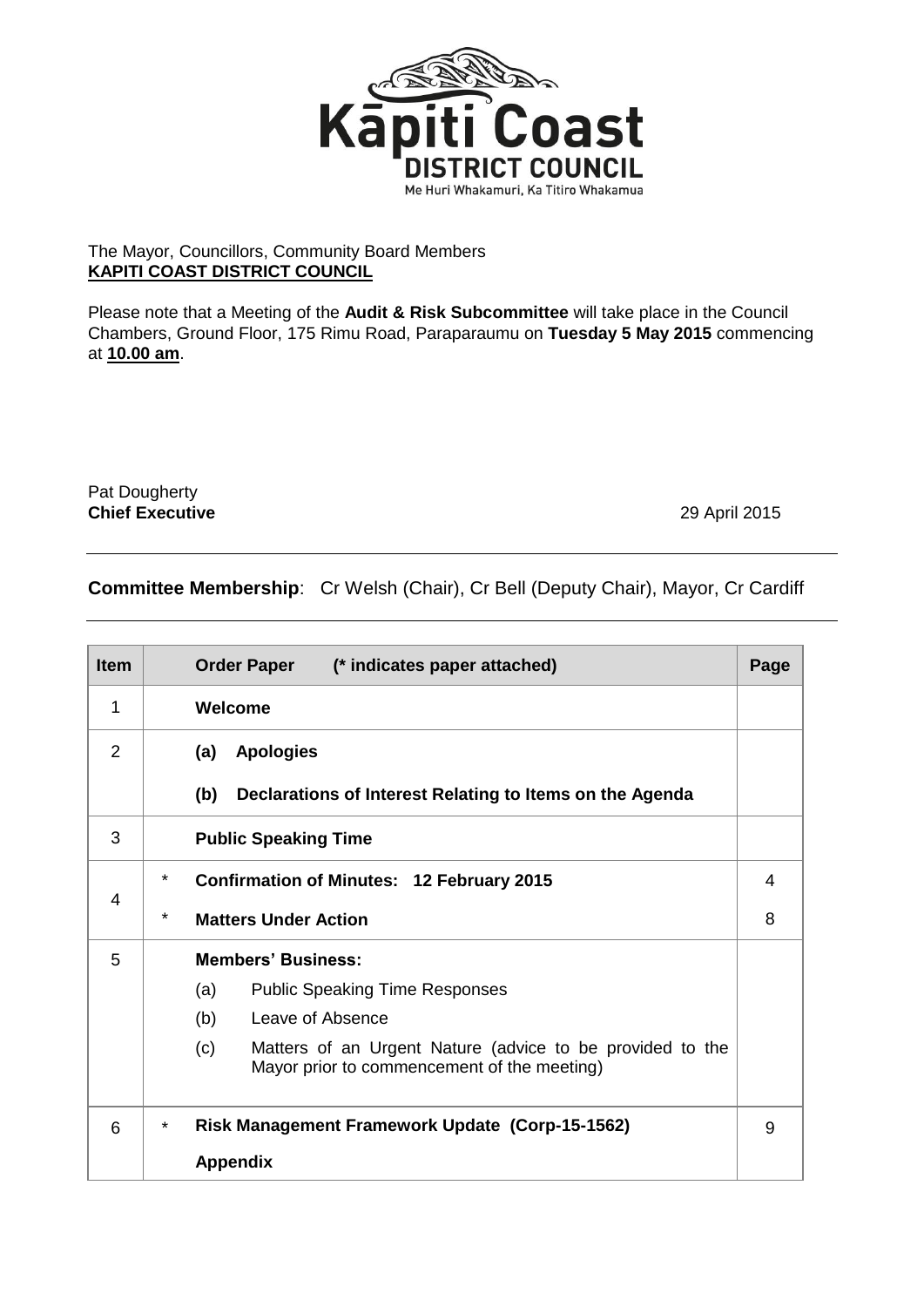Kāpiti Coast
DISTRICT COUNCIL
Me Huri Whakamuri, Ka Titiro Whakamua

The Mayor, Councillors, Community Board Members
**KAPITI COAST DISTRICT COUNCIL**

Please note that a Meeting of the **Audit & Risk Subcommittee** will take place in the Council Chambers, Ground Floor, 175 Rimu Road, Paraparaumu on **Tuesday 5 May 2015** commencing at **10.00 am**.

Pat Dougherty
**Chief Executive** 29 April 2015

---

**Committee Membership**: Cr Welsh (Chair), Cr Bell (Deputy Chair), Mayor, Cr Cardiff

---

| Item | | Order Paper (* indicates paper attached) | Page |
|---|---|---|---|
| 1 | | **Welcome** | |
| 2 | | **(a) Apologies**<br>**(b) Declarations of Interest Relating to Items on the Agenda** | |
| 3 | | **Public Speaking Time** | |
| 4 | *<br>* | **Confirmation of Minutes: 12 February 2015**<br>**Matters Under Action** | 4<br>8 |
| 5 | | **Members' Business:**<br>(a) Public Speaking Time Responses<br>(b) Leave of Absence<br>(c) Matters of an Urgent Nature (advice to be provided to the Mayor prior to commencement of the meeting) | |
| 6 | * | **Risk Management Framework Update (Corp-15-1562)**<br>**Appendix** | 9 |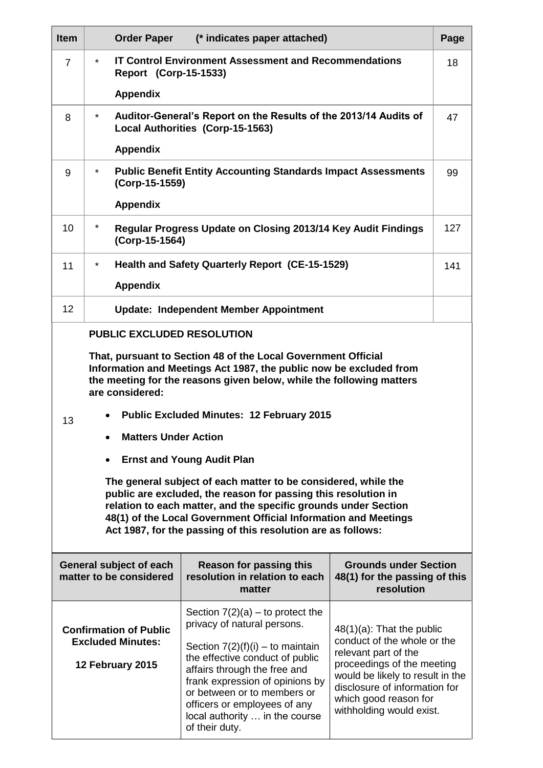| Item | | Order Paper (* indicates paper attached) | Page |
|---|---|---|---|
| 7 | * | **IT Control Environment Assessment and Recommendations Report (Corp-15-1533)**<br><br>**Appendix** | 18 |
| 8 | * | **Auditor-General's Report on the Results of the 2013/14 Audits of Local Authorities (Corp-15-1563)**<br><br>**Appendix** | 47 |
| 9 | * | **Public Benefit Entity Accounting Standards Impact Assessments (Corp-15-1559)**<br><br>**Appendix** | 99 |
| 10 | * | **Regular Progress Update on Closing 2013/14 Key Audit Findings (Corp-15-1564)** | 127 |
| 11 | * | **Health and Safety Quarterly Report (CE-15-1529)**<br><br>**Appendix** | 141 |
| 12 | | **Update: Independent Member Appointment** | |

**13**

**PUBLIC EXCLUDED RESOLUTION**

**That, pursuant to Section 48 of the Local Government Official Information and Meetings Act 1987, the public now be excluded from the meeting for the reasons given below, while the following matters are considered:**

- **Public Excluded Minutes: 12 February 2015**
- **Matters Under Action**
- **Ernst and Young Audit Plan**

**The general subject of each matter to be considered, while the public are excluded, the reason for passing this resolution in relation to each matter, and the specific grounds under Section 48(1) of the Local Government Official Information and Meetings Act 1987, for the passing of this resolution are as follows:**

| General subject of each matter to be considered | Reason for passing this resolution in relation to each matter | Grounds under Section 48(1) for the passing of this resolution |
|---|---|---|
| **Confirmation of Public Excluded Minutes:**<br><br>**12 February 2015** | Section 7(2)(a) – to protect the privacy of natural persons.<br><br>Section 7(2)(f)(i) – to maintain the effective conduct of public affairs through the free and frank expression of opinions by or between or to members or officers or employees of any local authority … in the course of their duty. | 48(1)(a): That the public conduct of the whole or the relevant part of the proceedings of the meeting would be likely to result in the disclosure of information for which good reason for withholding would exist. |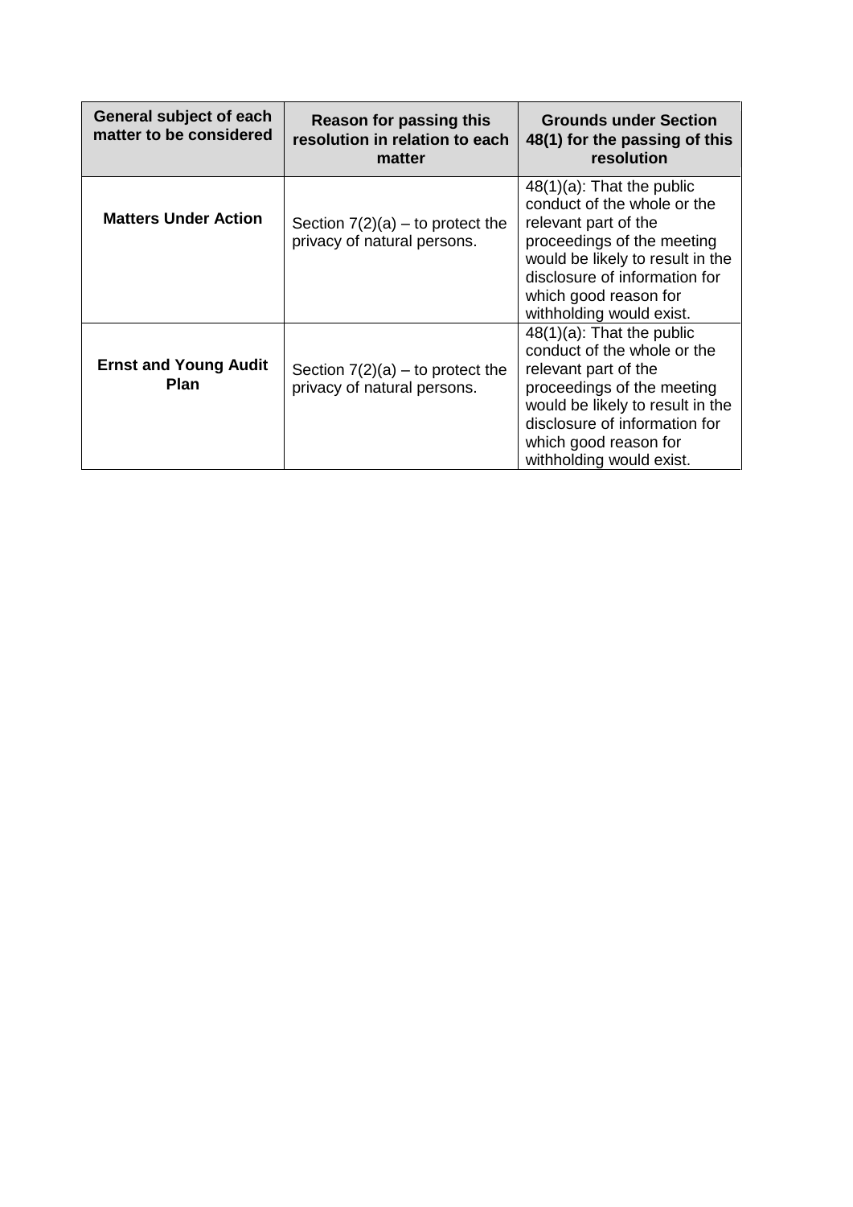| General subject of each matter to be considered | Reason for passing this resolution in relation to each matter | Grounds under Section 48(1) for the passing of this resolution |
|---|---|---|
| **Matters Under Action** | Section 7(2)(a) – to protect the privacy of natural persons. | 48(1)(a): That the public conduct of the whole or the relevant part of the proceedings of the meeting would be likely to result in the disclosure of information for which good reason for withholding would exist. |
| **Ernst and Young Audit Plan** | Section 7(2)(a) – to protect the privacy of natural persons. | 48(1)(a): That the public conduct of the whole or the relevant part of the proceedings of the meeting would be likely to result in the disclosure of information for which good reason for withholding would exist. |